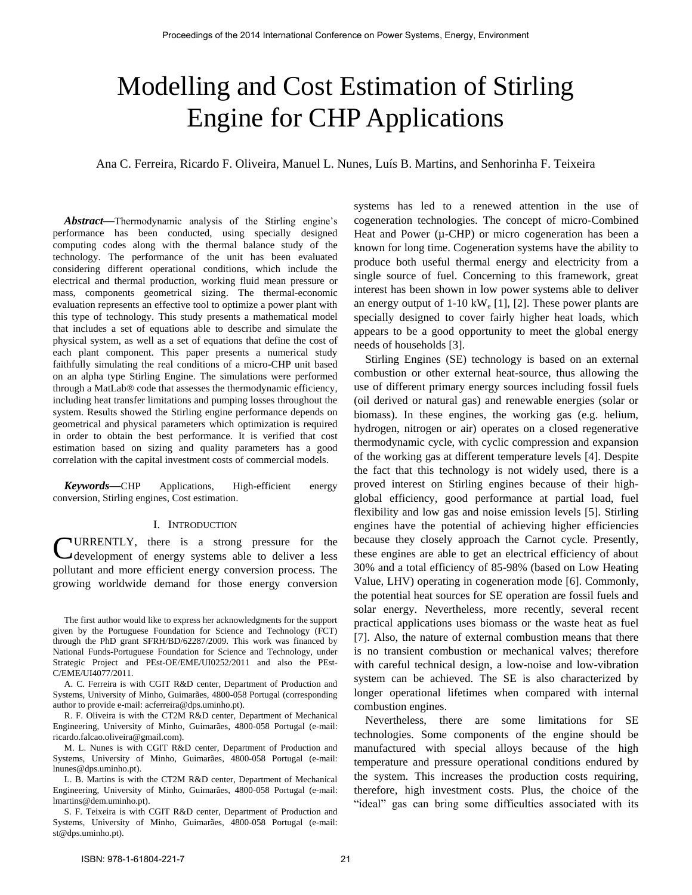# Modelling and Cost Estimation of Stirling Engine for CHP Applications

Ana C. Ferreira, Ricardo F. Oliveira, Manuel L. Nunes, Luís B. Martins, and Senhorinha F. Teixeira

***Abstract*****—**Thermodynamic analysis of the Stirling engine's performance has been conducted, using specially designed computing codes along with the thermal balance study of the technology. The performance of the unit has been evaluated considering different operational conditions, which include the electrical and thermal production, working fluid mean pressure or mass, components geometrical sizing. The thermal-economic evaluation represents an effective tool to optimize a power plant with this type of technology. This study presents a mathematical model that includes a set of equations able to describe and simulate the physical system, as well as a set of equations that define the cost of each plant component. This paper presents a numerical study faithfully simulating the real conditions of a micro-CHP unit based on an alpha type Stirling Engine. The simulations were performed through a MatLab® code that assesses the thermodynamic efficiency, including heat transfer limitations and pumping losses throughout the system. Results showed the Stirling engine performance depends on geometrical and physical parameters which optimization is required in order to obtain the best performance. It is verified that cost estimation based on sizing and quality parameters has a good correlation with the capital investment costs of commercial models.

***Keywords*****—**CHP Applications, High-efficient energy conversion, Stirling engines, Cost estimation.

## I. Introduction

CURRENTLY, there is a strong pressure for the development of energy systems able to deliver a less pollutant and more efficient energy conversion process. The growing worldwide demand for those energy conversion systems has led to a renewed attention in the use of cogeneration technologies. The concept of micro-Combined Heat and Power (μ-CHP) or micro cogeneration has been a known for long time. Cogeneration systems have the ability to produce both useful thermal energy and electricity from a single source of fuel. Concerning to this framework, great interest has been shown in low power systems able to deliver an energy output of 1-10 $kW_e$ [1], [2]. These power plants are specially designed to cover fairly higher heat loads, which appears to be a good opportunity to meet the global energy needs of households [3].

Stirling Engines (SE) technology is based on an external combustion or other external heat-source, thus allowing the use of different primary energy sources including fossil fuels (oil derived or natural gas) and renewable energies (solar or biomass). In these engines, the working gas (e.g. helium, hydrogen, nitrogen or air) operates on a closed regenerative thermodynamic cycle, with cyclic compression and expansion of the working gas at different temperature levels [4]. Despite the fact that this technology is not widely used, there is a proved interest on Stirling engines because of their high-global efficiency, good performance at partial load, fuel flexibility and low gas and noise emission levels [5]. Stirling engines have the potential of achieving higher efficiencies because they closely approach the Carnot cycle. Presently, these engines are able to get an electrical efficiency of about 30% and a total efficiency of 85-98% (based on Low Heating Value, LHV) operating in cogeneration mode [6]. Commonly, the potential heat sources for SE operation are fossil fuels and solar energy. Nevertheless, more recently, several recent practical applications uses biomass or the waste heat as fuel [7]. Also, the nature of external combustion means that there is no transient combustion or mechanical valves; therefore with careful technical design, a low-noise and low-vibration system can be achieved. The SE is also characterized by longer operational lifetimes when compared with internal combustion engines.

Nevertheless, there are some limitations for SE technologies. Some components of the engine should be manufactured with special alloys because of the high temperature and pressure operational conditions endured by the system. This increases the production costs requiring, therefore, high investment costs. Plus, the choice of the "ideal" gas can bring some difficulties associated with its

The first author would like to express her acknowledgments for the support given by the Portuguese Foundation for Science and Technology (FCT) through the PhD grant SFRH/BD/62287/2009. This work was financed by National Funds-Portuguese Foundation for Science and Technology, under Strategic Project and PEst-OE/EME/UI0252/2011 and also the PEst-C/EME/UI4077/2011.

A. C. Ferreira is with CGIT R&D center, Department of Production and Systems, University of Minho, Guimarães, 4800-058 Portugal (corresponding author to provide e-mail: acferreira@dps.uminho.pt).

R. F. Oliveira is with the CT2M R&D center, Department of Mechanical Engineering, University of Minho, Guimarães, 4800-058 Portugal (e-mail: ricardo.falcao.oliveira@gmail.com).

M. L. Nunes is with CGIT R&D center, Department of Production and Systems, University of Minho, Guimarães, 4800-058 Portugal (e-mail: lnunes@dps.uminho.pt).

L. B. Martins is with the CT2M R&D center, Department of Mechanical Engineering, University of Minho, Guimarães, 4800-058 Portugal (e-mail: lmartins@dem.uminho.pt).

S. F. Teixeira is with CGIT R&D center, Department of Production and Systems, University of Minho, Guimarães, 4800-058 Portugal (e-mail: st@dps.uminho.pt).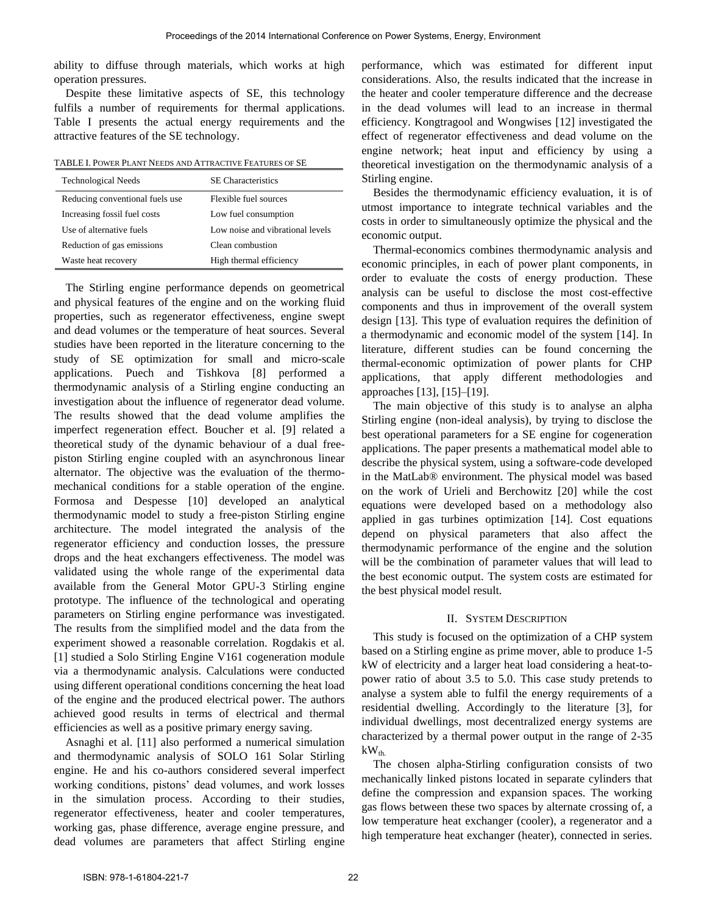ability to diffuse through materials, which works at high operation pressures.

Despite these limitative aspects of SE, this technology fulfils a number of requirements for thermal applications. Table I presents the actual energy requirements and the attractive features of the SE technology.

TABLE I. POWER PLANT NEEDS AND ATTRACTIVE FEATURES OF SE

| Technological Needs | SE Characteristics |
|---|---|
| Reducing conventional fuels use | Flexible fuel sources |
| Increasing fossil fuel costs | Low fuel consumption |
| Use of alternative fuels | Low noise and vibrational levels |
| Reduction of gas emissions | Clean combustion |
| Waste heat recovery | High thermal efficiency |

The Stirling engine performance depends on geometrical and physical features of the engine and on the working fluid properties, such as regenerator effectiveness, engine swept and dead volumes or the temperature of heat sources. Several studies have been reported in the literature concerning to the study of SE optimization for small and micro-scale applications. Puech and Tishkova [8] performed a thermodynamic analysis of a Stirling engine conducting an investigation about the influence of regenerator dead volume. The results showed that the dead volume amplifies the imperfect regeneration effect. Boucher et al. [9] related a theoretical study of the dynamic behaviour of a dual free-piston Stirling engine coupled with an asynchronous linear alternator. The objective was the evaluation of the thermo-mechanical conditions for a stable operation of the engine. Formosa and Despesse [10] developed an analytical thermodynamic model to study a free-piston Stirling engine architecture. The model integrated the analysis of the regenerator efficiency and conduction losses, the pressure drops and the heat exchangers effectiveness. The model was validated using the whole range of the experimental data available from the General Motor GPU-3 Stirling engine prototype. The influence of the technological and operating parameters on Stirling engine performance was investigated. The results from the simplified model and the data from the experiment showed a reasonable correlation. Rogdakis et al. [1] studied a Solo Stirling Engine V161 cogeneration module via a thermodynamic analysis. Calculations were conducted using different operational conditions concerning the heat load of the engine and the produced electrical power. The authors achieved good results in terms of electrical and thermal efficiencies as well as a positive primary energy saving.

Asnaghi et al. [11] also performed a numerical simulation and thermodynamic analysis of SOLO 161 Solar Stirling engine. He and his co-authors considered several imperfect working conditions, pistons' dead volumes, and work losses in the simulation process. According to their studies, regenerator effectiveness, heater and cooler temperatures, working gas, phase difference, average engine pressure, and dead volumes are parameters that affect Stirling engine performance, which was estimated for different input considerations. Also, the results indicated that the increase in the heater and cooler temperature difference and the decrease in the dead volumes will lead to an increase in thermal efficiency. Kongtragool and Wongwises [12] investigated the effect of regenerator effectiveness and dead volume on the engine network; heat input and efficiency by using a theoretical investigation on the thermodynamic analysis of a Stirling engine.

Besides the thermodynamic efficiency evaluation, it is of utmost importance to integrate technical variables and the costs in order to simultaneously optimize the physical and the economic output.

Thermal-economics combines thermodynamic analysis and economic principles, in each of power plant components, in order to evaluate the costs of energy production. These analysis can be useful to disclose the most cost-effective components and thus in improvement of the overall system design [13]. This type of evaluation requires the definition of a thermodynamic and economic model of the system [14]. In literature, different studies can be found concerning the thermal-economic optimization of power plants for CHP applications, that apply different methodologies and approaches [13], [15]–[19].

The main objective of this study is to analyse an alpha Stirling engine (non-ideal analysis), by trying to disclose the best operational parameters for a SE engine for cogeneration applications. The paper presents a mathematical model able to describe the physical system, using a software-code developed in the MatLab® environment. The physical model was based on the work of Urieli and Berchowitz [20] while the cost equations were developed based on a methodology also applied in gas turbines optimization [14]. Cost equations depend on physical parameters that also affect the thermodynamic performance of the engine and the solution will be the combination of parameter values that will lead to the best economic output. The system costs are estimated for the best physical model result.

## II. SYSTEM DESCRIPTION

This study is focused on the optimization of a CHP system based on a Stirling engine as prime mover, able to produce 1-5 kW of electricity and a larger heat load considering a heat-to-power ratio of about 3.5 to 5.0. This case study pretends to analyse a system able to fulfil the energy requirements of a residential dwelling. Accordingly to the literature [3], for individual dwellings, most decentralized energy systems are characterized by a thermal power output in the range of 2-35 $kW_{th.}$

The chosen alpha-Stirling configuration consists of two mechanically linked pistons located in separate cylinders that define the compression and expansion spaces. The working gas flows between these two spaces by alternate crossing of, a low temperature heat exchanger (cooler), a regenerator and a high temperature heat exchanger (heater), connected in series.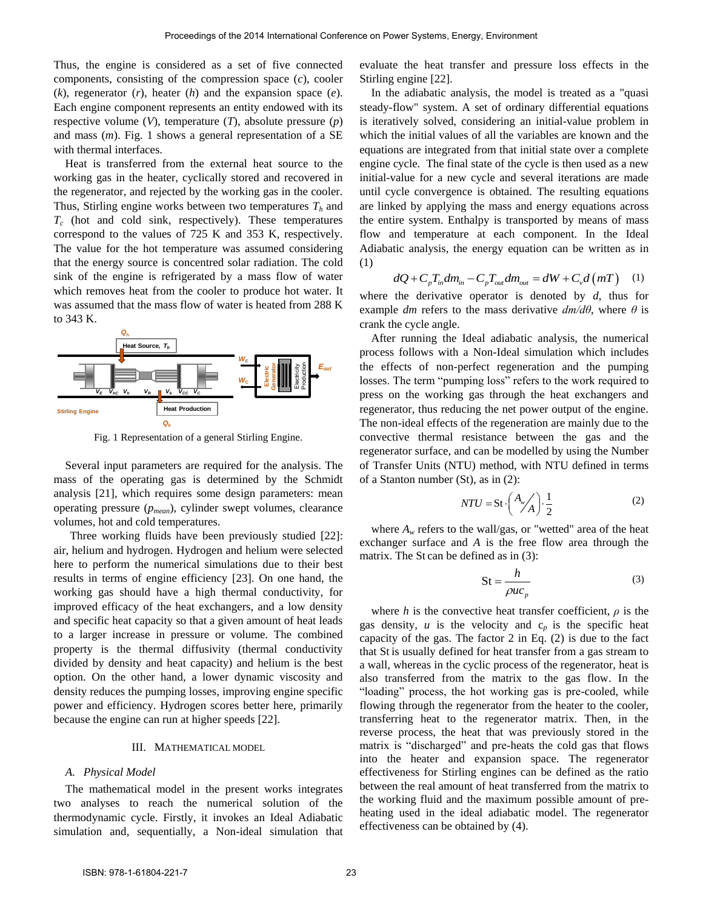Thus, the engine is considered as a set of five connected components, consisting of the compression space (*c*), cooler (*k*), regenerator (*r*), heater (*h*) and the expansion space (*e*). Each engine component represents an entity endowed with its respective volume (*V*), temperature (*T*), absolute pressure (*p*) and mass (*m*). Fig. 1 shows a general representation of a SE with thermal interfaces.

Heat is transferred from the external heat source to the working gas in the heater, cyclically stored and recovered in the regenerator, and rejected by the working gas in the cooler. Thus, Stirling engine works between two temperatures $T_h$ and $T_c$ (hot and cold sink, respectively). These temperatures correspond to the values of 725 K and 353 K, respectively. The value for the hot temperature was assumed considering that the energy source is concentred solar radiation. The cold sink of the engine is refrigerated by a mass flow of water which removes heat from the cooler to produce hot water. It was assumed that the mass flow of water is heated from 288 K to 343 K.

Fig. 1 Representation of a general Stirling Engine.

Several input parameters are required for the analysis. The mass of the operating gas is determined by the Schmidt analysis [21], which requires some design parameters: mean operating pressure ($p_{mean}$), cylinder swept volumes, clearance volumes, hot and cold temperatures.

Three working fluids have been previously studied [22]: air, helium and hydrogen. Hydrogen and helium were selected here to perform the numerical simulations due to their best results in terms of engine efficiency [23]. On one hand, the working gas should have a high thermal conductivity, for improved efficacy of the heat exchangers, and a low density and specific heat capacity so that a given amount of heat leads to a larger increase in pressure or volume. The combined property is the thermal diffusivity (thermal conductivity divided by density and heat capacity) and helium is the best option. On the other hand, a lower dynamic viscosity and density reduces the pumping losses, improving engine specific power and efficiency. Hydrogen scores better here, primarily because the engine can run at higher speeds [22].

## III. Mathematical Model

### A. Physical Model

The mathematical model in the present works integrates two analyses to reach the numerical solution of the thermodynamic cycle. Firstly, it invokes an Ideal Adiabatic simulation and, sequentially, a Non-ideal simulation that evaluate the heat transfer and pressure loss effects in the Stirling engine [22].

In the adiabatic analysis, the model is treated as a "quasi steady-flow" system. A set of ordinary differential equations is iteratively solved, considering an initial-value problem in which the initial values of all the variables are known and the equations are integrated from that initial state over a complete engine cycle. The final state of the cycle is then used as a new initial-value for a new cycle and several iterations are made until cycle convergence is obtained. The resulting equations are linked by applying the mass and energy equations across the entire system. Enthalpy is transported by means of mass flow and temperature at each component. In the Ideal Adiabatic analysis, the energy equation can be written as in (1)

$$dQ + C_p T_{in} dm_{in} - C_p T_{out} dm_{out} = dW + C_v d\left(mT\right) \quad (1)$$

where the derivative operator is denoted by *d*, thus for example *dm* refers to the mass derivative $dm/d\theta$, where $\theta$ is crank the cycle angle.

After running the Ideal adiabatic analysis, the numerical process follows with a Non-Ideal simulation which includes the effects of non-perfect regeneration and the pumping losses. The term "pumping loss" refers to the work required to press on the working gas through the heat exchangers and regenerator, thus reducing the net power output of the engine. The non-ideal effects of the regeneration are mainly due to the convective thermal resistance between the gas and the regenerator surface, and can be modelled by using the Number of Transfer Units (NTU) method, with NTU defined in terms of a Stanton number (St), as in (2):

$$NTU = \mathrm{St} \cdot \left( {A_w}/{A} \right) \cdot \frac{1}{2} \quad (2)$$

where $A_w$ refers to the wall/gas, or "wetted" area of the heat exchanger surface and $A$ is the free flow area through the matrix. The St can be defined as in (3):

$$\mathrm{St} = \frac{h}{\rho u c_p} \quad (3)$$

where $h$ is the convective heat transfer coefficient, $\rho$ is the gas density, $u$ is the velocity and $c_p$ is the specific heat capacity of the gas. The factor 2 in Eq. (2) is due to the fact that St is usually defined for heat transfer from a gas stream to a wall, whereas in the cyclic process of the regenerator, heat is also transferred from the matrix to the gas flow. In the "loading" process, the hot working gas is pre-cooled, while flowing through the regenerator from the heater to the cooler, transferring heat to the regenerator matrix. Then, in the reverse process, the heat that was previously stored in the matrix is "discharged" and pre-heats the cold gas that flows into the heater and expansion space. The regenerator effectiveness for Stirling engines can be defined as the ratio between the real amount of heat transferred from the matrix to the working fluid and the maximum possible amount of pre-heating used in the ideal adiabatic model. The regenerator effectiveness can be obtained by (4).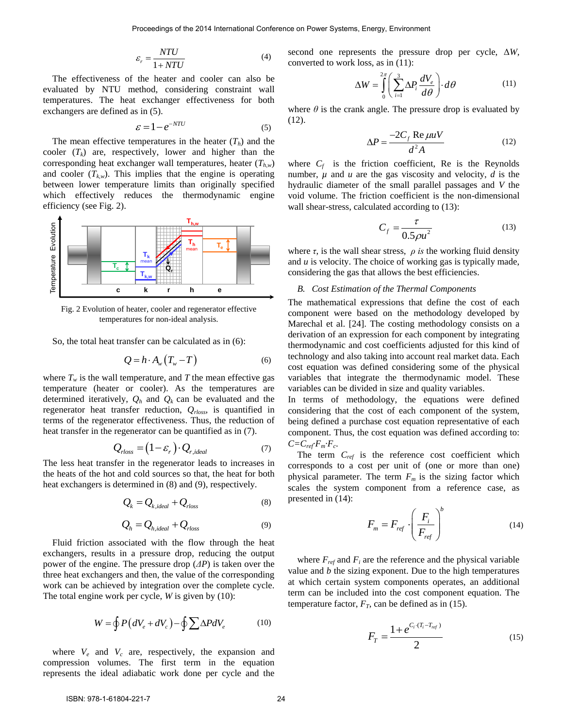$$\varepsilon_r = \frac{NTU}{1+NTU} \tag{4}$$

The effectiveness of the heater and cooler can also be evaluated by NTU method, considering constraint wall temperatures. The heat exchanger effectiveness for both exchangers are defined as in (5).

$$\varepsilon = 1 - e^{-NTU} \tag{5}$$

The mean effective temperatures in the heater ($T_h$) and the cooler ($T_k$) are, respectively, lower and higher than the corresponding heat exchanger wall temperatures, heater ($T_{h,w}$) and cooler ($T_{k,w}$). This implies that the engine is operating between lower temperature limits than originally specified which effectively reduces the thermodynamic engine efficiency (see Fig. 2).

Fig. 2 Evolution of heater, cooler and regenerator effective temperatures for non-ideal analysis.

So, the total heat transfer can be calculated as in (6):

$$Q = h \cdot A_w \left(T_w - T\right) \tag{6}$$

where $T_w$ is the wall temperature, and $T$ the mean effective gas temperature (heater or cooler). As the temperatures are determined iteratively, $Q_h$ and $Q_k$ can be evaluated and the regenerator heat transfer reduction, $Q_{rloss}$, is quantified in terms of the regenerator effectiveness. Thus, the reduction of heat transfer in the regenerator can be quantified as in (7).

$$Q_{rloss} = \left(1-\varepsilon_r\right) \cdot Q_{r,ideal} \tag{7}$$

The less heat transfer in the regenerator leads to increases in the heats of the hot and cold sources so that, the heat for both heat exchangers is determined in (8) and (9), respectively.

$$Q_k = Q_{k,ideal} + Q_{rloss} \tag{8}$$

$$Q_h = Q_{h,ideal} + Q_{rloss} \tag{9}$$

Fluid friction associated with the flow through the heat exchangers, results in a pressure drop, reducing the output power of the engine. The pressure drop ($\Delta P$) is taken over the three heat exchangers and then, the value of the corresponding work can be achieved by integration over the complete cycle. The total engine work per cycle, $W$ is given by (10):

$$W = \oint P\left(dV_e + dV_c\right) - \oint \sum \Delta P dV_e \tag{10}$$

where $V_e$ and $V_c$ are, respectively, the expansion and compression volumes. The first term in the equation represents the ideal adiabatic work done per cycle and the second one represents the pressure drop per cycle, $\Delta W$, converted to work loss, as in (11):

$$\Delta W = \int_0^{2\pi} \left( \sum_{i=1}^{3} \Delta P_i \frac{dV_e}{d\theta} \right) \cdot d\theta \tag{11}$$

where $\theta$ is the crank angle. The pressure drop is evaluated by (12).

$$\Delta P = \frac{-2C_f \operatorname{Re} \mu u V}{d^2 A} \tag{12}$$

where $C_f$ is the friction coefficient, Re is the Reynolds number, $\mu$ and $u$ are the gas viscosity and velocity, $d$ is the hydraulic diameter of the small parallel passages and $V$ the void volume. The friction coefficient is the non-dimensional wall shear-stress, calculated according to (13):

$$C_f = \frac{\tau}{0.5\rho u^2} \tag{13}$$

where $\tau$, is the wall shear stress, $\rho$ *is* the working fluid density and $u$ is velocity. The choice of working gas is typically made, considering the gas that allows the best efficiencies.

### *B. Cost Estimation of the Thermal Components*

The mathematical expressions that define the cost of each component were based on the methodology developed by Marechal et al. [24]. The costing methodology consists on a derivation of an expression for each component by integrating thermodynamic and cost coefficients adjusted for this kind of technology and also taking into account real market data. Each cost equation was defined considering some of the physical variables that integrate the thermodynamic model. These variables can be divided in size and quality variables.

In terms of methodology, the equations were defined considering that the cost of each component of the system, being defined a purchase cost equation representative of each component. Thus, the cost equation was defined according to: $C = C_{ref} \cdot F_m \cdot F_c$.

The term $C_{ref}$ is the reference cost coefficient which corresponds to a cost per unit of (one or more than one) physical parameter. The term $F_m$ is the sizing factor which scales the system component from a reference case, as presented in (14):

$$F_m = F_{ref} \cdot \left( \frac{F_i}{F_{ref}} \right)^b \tag{14}$$

where $F_{ref}$ and $F_i$ are the reference and the physical variable value and $b$ the sizing exponent. Due to the high temperatures at which certain system components operates, an additional term can be included into the cost component equation. The temperature factor, $F_T$, can be defined as in (15).

$$F_T = \frac{1 + e^{C_i \cdot (T_i - T_{ref})}}{2} \tag{15}$$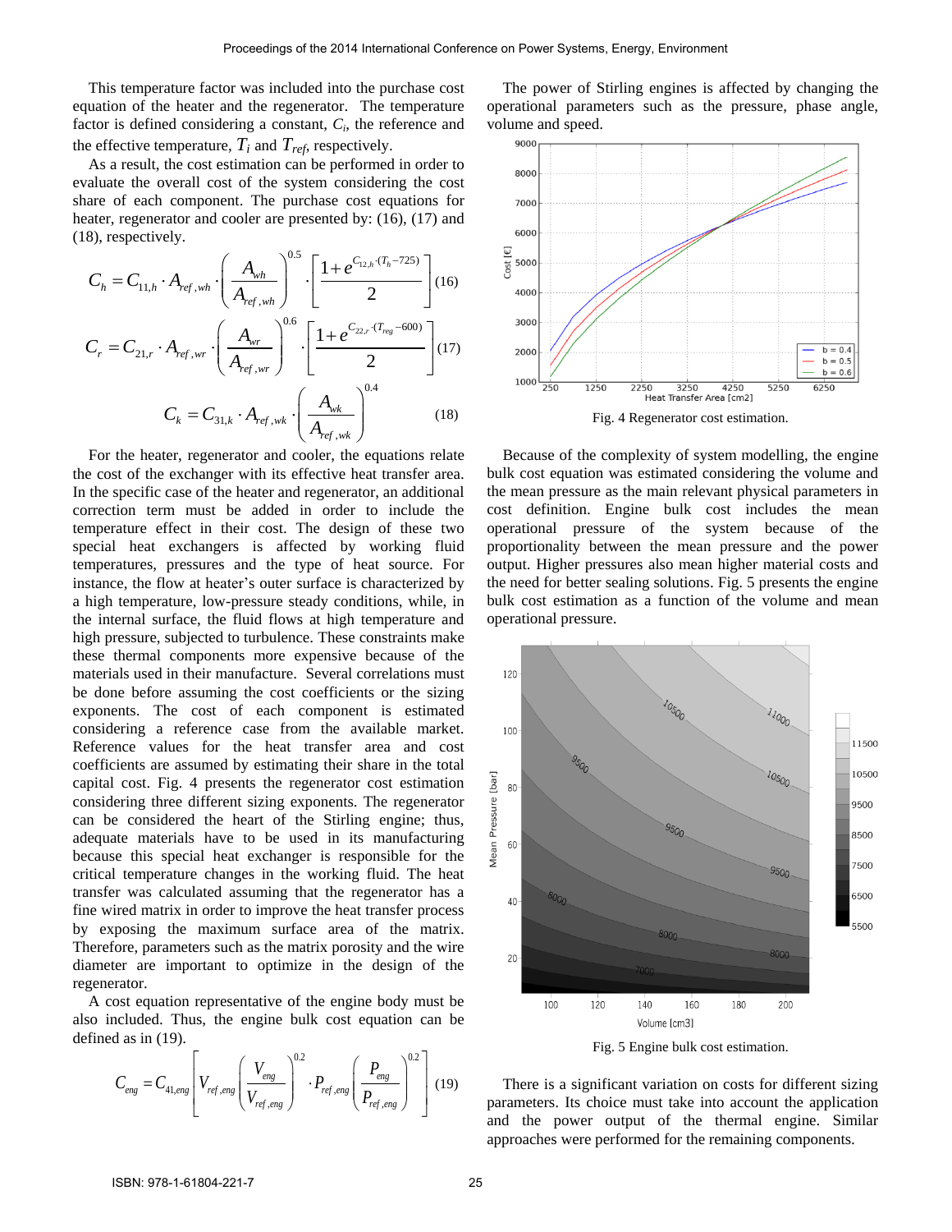This temperature factor was included into the purchase cost equation of the heater and the regenerator. The temperature factor is defined considering a constant, $C_i$, the reference and the effective temperature, $T_i$ and $T_{ref}$, respectively.

As a result, the cost estimation can be performed in order to evaluate the overall cost of the system considering the cost share of each component. The purchase cost equations for heater, regenerator and cooler are presented by: (16), (17) and (18), respectively.

$$C_h = C_{11,h} \cdot A_{ref,wh} \cdot \left(\frac{A_{wh}}{A_{ref,wh}}\right)^{0.5} \cdot \left[\frac{1+e^{C_{12,h}\cdot(T_h-725)}}{2}\right] \quad (16)$$

$$C_r = C_{21,r} \cdot A_{ref,wr} \cdot \left(\frac{A_{wr}}{A_{ref,wr}}\right)^{0.6} \cdot \left[\frac{1+e^{C_{22,r}\cdot(T_{reg}-600)}}{2}\right] \quad (17)$$

$$C_k = C_{31,k} \cdot A_{ref,wk} \cdot \left(\frac{A_{wk}}{A_{ref,wk}}\right)^{0.4} \quad (18)$$

For the heater, regenerator and cooler, the equations relate the cost of the exchanger with its effective heat transfer area. In the specific case of the heater and regenerator, an additional correction term must be added in order to include the temperature effect in their cost. The design of these two special heat exchangers is affected by working fluid temperatures, pressures and the type of heat source. For instance, the flow at heater's outer surface is characterized by a high temperature, low-pressure steady conditions, while, in the internal surface, the fluid flows at high temperature and high pressure, subjected to turbulence. These constraints make these thermal components more expensive because of the materials used in their manufacture. Several correlations must be done before assuming the cost coefficients or the sizing exponents. The cost of each component is estimated considering a reference case from the available market. Reference values for the heat transfer area and cost coefficients are assumed by estimating their share in the total capital cost. Fig. 4 presents the regenerator cost estimation considering three different sizing exponents. The regenerator can be considered the heart of the Stirling engine; thus, adequate materials have to be used in its manufacturing because this special heat exchanger is responsible for the critical temperature changes in the working fluid. The heat transfer was calculated assuming that the regenerator has a fine wired matrix in order to improve the heat transfer process by exposing the maximum surface area of the matrix. Therefore, parameters such as the matrix porosity and the wire diameter are important to optimize in the design of the regenerator.

A cost equation representative of the engine body must be also included. Thus, the engine bulk cost equation can be defined as in (19).

$$C_{eng} = C_{41,eng}\left[V_{ref,eng}\left(\frac{V_{eng}}{V_{ref,eng}}\right)^{0.2} \cdot P_{ref,eng}\left(\frac{P_{eng}}{P_{ref,eng}}\right)^{0.2}\right] \quad (19)$$

The power of Stirling engines is affected by changing the operational parameters such as the pressure, phase angle, volume and speed.

Fig. 4 Regenerator cost estimation.

Because of the complexity of system modelling, the engine bulk cost equation was estimated considering the volume and the mean pressure as the main relevant physical parameters in cost definition. Engine bulk cost includes the mean operational pressure of the system because of the proportionality between the mean pressure and the power output. Higher pressures also mean higher material costs and the need for better sealing solutions. Fig. 5 presents the engine bulk cost estimation as a function of the volume and mean operational pressure.

Fig. 5 Engine bulk cost estimation.

There is a significant variation on costs for different sizing parameters. Its choice must take into account the application and the power output of the thermal engine. Similar approaches were performed for the remaining components.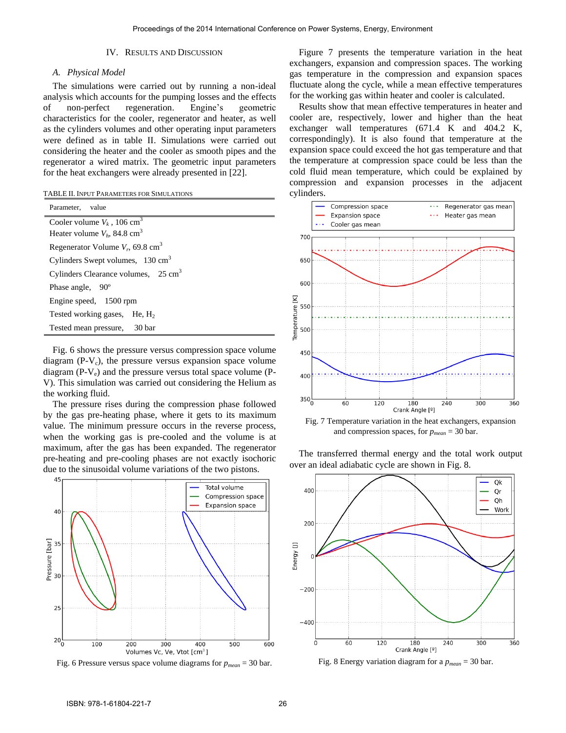## IV. Results and Discussion

### A. Physical Model

The simulations were carried out by running a non-ideal analysis which accounts for the pumping losses and the effects of non-perfect regeneration. Engine's geometric characteristics for the cooler, regenerator and heater, as well as the cylinders volumes and other operating input parameters were defined as in table II. Simulations were carried out considering the heater and the cooler as smooth pipes and the regenerator a wired matrix. The geometric input parameters for the heat exchangers were already presented in [22].

TABLE II. Input Parameters for Simulations

| Parameter, value |
|---|
| Cooler volume $V_k$ , 106 cm$^3$ |
| Heater volume $V_h$, 84.8 cm$^3$ |
| Regenerator Volume $V_r$, 69.8 cm$^3$ |
| Cylinders Swept volumes, 130 cm$^3$ |
| Cylinders Clearance volumes, 25 cm$^3$ |
| Phase angle, 90º |
| Engine speed, 1500 rpm |
| Tested working gases, He, $H_2$ |
| Tested mean pressure, 30 bar |

Fig. 6 shows the pressure versus compression space volume diagram (P-$V_c$), the pressure versus expansion space volume diagram (P-$V_e$) and the pressure versus total space volume (P-V). This simulation was carried out considering the Helium as the working fluid.

The pressure rises during the compression phase followed by the gas pre-heating phase, where it gets to its maximum value. The minimum pressure occurs in the reverse process, when the working gas is pre-cooled and the volume is at maximum, after the gas has been expanded. The regenerator pre-heating and pre-cooling phases are not exactly isochoric due to the sinusoidal volume variations of the two pistons.

Fig. 6 Pressure versus space volume diagrams for $p_{mean}$ = 30 bar.

Figure 7 presents the temperature variation in the heat exchangers, expansion and compression spaces. The working gas temperature in the compression and expansion spaces fluctuate along the cycle, while a mean effective temperatures for the working gas within heater and cooler is calculated.

Results show that mean effective temperatures in heater and cooler are, respectively, lower and higher than the heat exchanger wall temperatures (671.4 K and 404.2 K, correspondingly). It is also found that temperature at the expansion space could exceed the hot gas temperature and that the temperature at compression space could be less than the cold fluid mean temperature, which could be explained by compression and expansion processes in the adjacent cylinders.

Fig. 7 Temperature variation in the heat exchangers, expansion and compression spaces, for $p_{mean}$ = 30 bar.

The transferred thermal energy and the total work output over an ideal adiabatic cycle are shown in Fig. 8.

Fig. 8 Energy variation diagram for a $p_{mean}$ = 30 bar.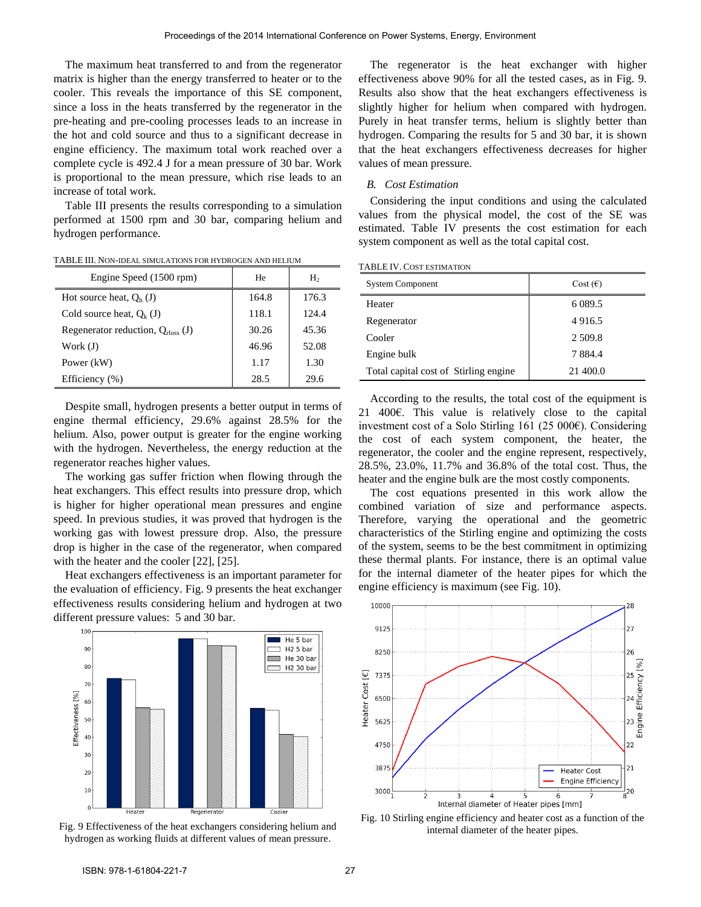The maximum heat transferred to and from the regenerator matrix is higher than the energy transferred to heater or to the cooler. This reveals the importance of this SE component, since a loss in the heats transferred by the regenerator in the pre-heating and pre-cooling processes leads to an increase in the hot and cold source and thus to a significant decrease in engine efficiency. The maximum total work reached over a complete cycle is 492.4 J for a mean pressure of 30 bar. Work is proportional to the mean pressure, which rise leads to an increase of total work.

Table III presents the results corresponding to a simulation performed at 1500 rpm and 30 bar, comparing helium and hydrogen performance.

TABLE III. NON-IDEAL SIMULATIONS FOR HYDROGEN AND HELIUM

| Engine Speed (1500 rpm) | He | $H_2$ |
|---|---|---|
| Hot source heat, $Q_h$ (J) | 164.8 | 176.3 |
| Cold source heat, $Q_k$ (J) | 118.1 | 124.4 |
| Regenerator reduction, $Q_{rloss}$ (J) | 30.26 | 45.36 |
| Work (J) | 46.96 | 52.08 |
| Power (kW) | 1.17 | 1.30 |
| Efficiency (%) | 28.5 | 29.6 |

Despite small, hydrogen presents a better output in terms of engine thermal efficiency, 29.6% against 28.5% for the helium. Also, power output is greater for the engine working with the hydrogen. Nevertheless, the energy reduction at the regenerator reaches higher values.

The working gas suffer friction when flowing through the heat exchangers. This effect results into pressure drop, which is higher for higher operational mean pressures and engine speed. In previous studies, it was proved that hydrogen is the working gas with lowest pressure drop. Also, the pressure drop is higher in the case of the regenerator, when compared with the heater and the cooler [22], [25].

Heat exchangers effectiveness is an important parameter for the evaluation of efficiency. Fig. 9 presents the heat exchanger effectiveness results considering helium and hydrogen at two different pressure values: 5 and 30 bar.

Fig. 9 Effectiveness of the heat exchangers considering helium and hydrogen as working fluids at different values of mean pressure.

The regenerator is the heat exchanger with higher effectiveness above 90% for all the tested cases, as in Fig. 9. Results also show that the heat exchangers effectiveness is slightly higher for helium when compared with hydrogen. Purely in heat transfer terms, helium is slightly better than hydrogen. Comparing the results for 5 and 30 bar, it is shown that the heat exchangers effectiveness decreases for higher values of mean pressure.

## B. *Cost Estimation*

Considering the input conditions and using the calculated values from the physical model, the cost of the SE was estimated. Table IV presents the cost estimation for each system component as well as the total capital cost.

TABLE IV. COST ESTIMATION

| System Component | Cost (€) |
|---|---|
| Heater | 6 089.5 |
| Regenerator | 4 916.5 |
| Cooler | 2 509.8 |
| Engine bulk | 7 884.4 |
| Total capital cost of Stirling engine | 21 400.0 |

According to the results, the total cost of the equipment is 21 400€. This value is relatively close to the capital investment cost of a Solo Stirling 161 (25 000€). Considering the cost of each system component, the heater, the regenerator, the cooler and the engine represent, respectively, 28.5%, 23.0%, 11.7% and 36.8% of the total cost. Thus, the heater and the engine bulk are the most costly components.

The cost equations presented in this work allow the combined variation of size and performance aspects. Therefore, varying the operational and the geometric characteristics of the Stirling engine and optimizing the costs of the system, seems to be the best commitment in optimizing these thermal plants. For instance, there is an optimal value for the internal diameter of the heater pipes for which the engine efficiency is maximum (see Fig. 10).

Fig. 10 Stirling engine efficiency and heater cost as a function of the internal diameter of the heater pipes.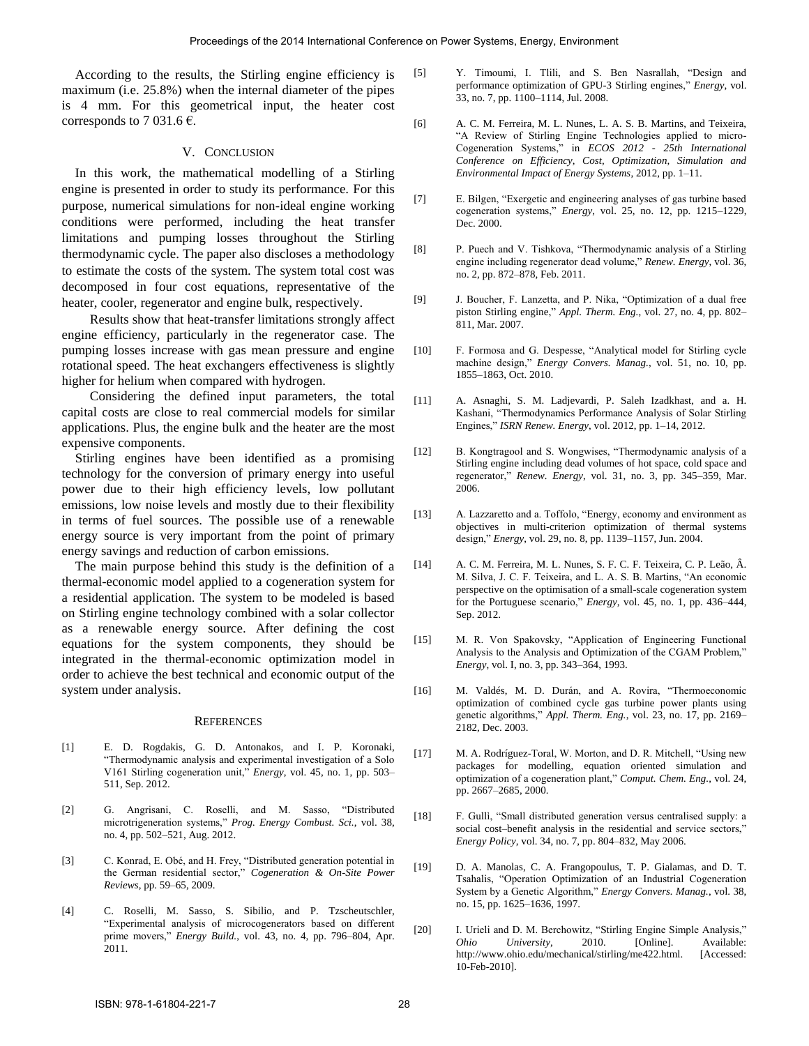According to the results, the Stirling engine efficiency is maximum (i.e. 25.8%) when the internal diameter of the pipes is 4 mm. For this geometrical input, the heater cost corresponds to 7 031.6 €.

## V. Conclusion

In this work, the mathematical modelling of a Stirling engine is presented in order to study its performance. For this purpose, numerical simulations for non-ideal engine working conditions were performed, including the heat transfer limitations and pumping losses throughout the Stirling thermodynamic cycle. The paper also discloses a methodology to estimate the costs of the system. The system total cost was decomposed in four cost equations, representative of the heater, cooler, regenerator and engine bulk, respectively.

Results show that heat-transfer limitations strongly affect engine efficiency, particularly in the regenerator case. The pumping losses increase with gas mean pressure and engine rotational speed. The heat exchangers effectiveness is slightly higher for helium when compared with hydrogen.

Considering the defined input parameters, the total capital costs are close to real commercial models for similar applications. Plus, the engine bulk and the heater are the most expensive components.

Stirling engines have been identified as a promising technology for the conversion of primary energy into useful power due to their high efficiency levels, low pollutant emissions, low noise levels and mostly due to their flexibility in terms of fuel sources. The possible use of a renewable energy source is very important from the point of primary energy savings and reduction of carbon emissions.

The main purpose behind this study is the definition of a thermal-economic model applied to a cogeneration system for a residential application. The system to be modeled is based on Stirling engine technology combined with a solar collector as a renewable energy source. After defining the cost equations for the system components, they should be integrated in the thermal-economic optimization model in order to achieve the best technical and economic output of the system under analysis.

## References

[1] E. D. Rogdakis, G. D. Antonakos, and I. P. Koronaki, "Thermodynamic analysis and experimental investigation of a Solo V161 Stirling cogeneration unit," *Energy*, vol. 45, no. 1, pp. 503–511, Sep. 2012.

[2] G. Angrisani, C. Roselli, and M. Sasso, "Distributed microtrigeneration systems," *Prog. Energy Combust. Sci.*, vol. 38, no. 4, pp. 502–521, Aug. 2012.

[3] C. Konrad, E. Obé, and H. Frey, "Distributed generation potential in the German residential sector," *Cogeneration & On-Site Power Reviews*, pp. 59–65, 2009.

[4] C. Roselli, M. Sasso, S. Sibilio, and P. Tzscheutschler, "Experimental analysis of microcogenerators based on different prime movers," *Energy Build.*, vol. 43, no. 4, pp. 796–804, Apr. 2011.

[5] Y. Timoumi, I. Tlili, and S. Ben Nasrallah, "Design and performance optimization of GPU-3 Stirling engines," *Energy*, vol. 33, no. 7, pp. 1100–1114, Jul. 2008.

[6] A. C. M. Ferreira, M. L. Nunes, L. A. S. B. Martins, and Teixeira, "A Review of Stirling Engine Technologies applied to micro-Cogeneration Systems," in *ECOS 2012 - 25th International Conference on Efficiency, Cost, Optimization, Simulation and Environmental Impact of Energy Systems*, 2012, pp. 1–11.

[7] E. Bilgen, "Exergetic and engineering analyses of gas turbine based cogeneration systems," *Energy*, vol. 25, no. 12, pp. 1215–1229, Dec. 2000.

[8] P. Puech and V. Tishkova, "Thermodynamic analysis of a Stirling engine including regenerator dead volume," *Renew. Energy*, vol. 36, no. 2, pp. 872–878, Feb. 2011.

[9] J. Boucher, F. Lanzetta, and P. Nika, "Optimization of a dual free piston Stirling engine," *Appl. Therm. Eng.*, vol. 27, no. 4, pp. 802–811, Mar. 2007.

[10] F. Formosa and G. Despesse, "Analytical model for Stirling cycle machine design," *Energy Convers. Manag.*, vol. 51, no. 10, pp. 1855–1863, Oct. 2010.

[11] A. Asnaghi, S. M. Ladjevardi, P. Saleh Izadkhast, and a. H. Kashani, "Thermodynamics Performance Analysis of Solar Stirling Engines," *ISRN Renew. Energy*, vol. 2012, pp. 1–14, 2012.

[12] B. Kongtragool and S. Wongwises, "Thermodynamic analysis of a Stirling engine including dead volumes of hot space, cold space and regenerator," *Renew. Energy*, vol. 31, no. 3, pp. 345–359, Mar. 2006.

[13] A. Lazzaretto and a. Toffolo, "Energy, economy and environment as objectives in multi-criterion optimization of thermal systems design," *Energy*, vol. 29, no. 8, pp. 1139–1157, Jun. 2004.

[14] A. C. M. Ferreira, M. L. Nunes, S. F. C. F. Teixeira, C. P. Leão, Â. M. Silva, J. C. F. Teixeira, and L. A. S. B. Martins, "An economic perspective on the optimisation of a small-scale cogeneration system for the Portuguese scenario," *Energy*, vol. 45, no. 1, pp. 436–444, Sep. 2012.

[15] M. R. Von Spakovsky, "Application of Engineering Functional Analysis to the Analysis and Optimization of the CGAM Problem," *Energy*, vol. I, no. 3, pp. 343–364, 1993.

[16] M. Valdés, M. D. Durán, and A. Rovira, "Thermoeconomic optimization of combined cycle gas turbine power plants using genetic algorithms," *Appl. Therm. Eng.*, vol. 23, no. 17, pp. 2169–2182, Dec. 2003.

[17] M. A. Rodríguez-Toral, W. Morton, and D. R. Mitchell, "Using new packages for modelling, equation oriented simulation and optimization of a cogeneration plant," *Comput. Chem. Eng.*, vol. 24, pp. 2667–2685, 2000.

[18] F. Gulli, "Small distributed generation versus centralised supply: a social cost–benefit analysis in the residential and service sectors," *Energy Policy*, vol. 34, no. 7, pp. 804–832, May 2006.

[19] D. A. Manolas, C. A. Frangopoulus, T. P. Gialamas, and D. T. Tsahalis, "Operation Optimization of an Industrial Cogeneration System by a Genetic Algorithm," *Energy Convers. Manag.*, vol. 38, no. 15, pp. 1625–1636, 1997.

[20] I. Urieli and D. M. Berchowitz, "Stirling Engine Simple Analysis," *Ohio University*, 2010. [Online]. Available: http://www.ohio.edu/mechanical/stirling/me422.html. [Accessed: 10-Feb-2010].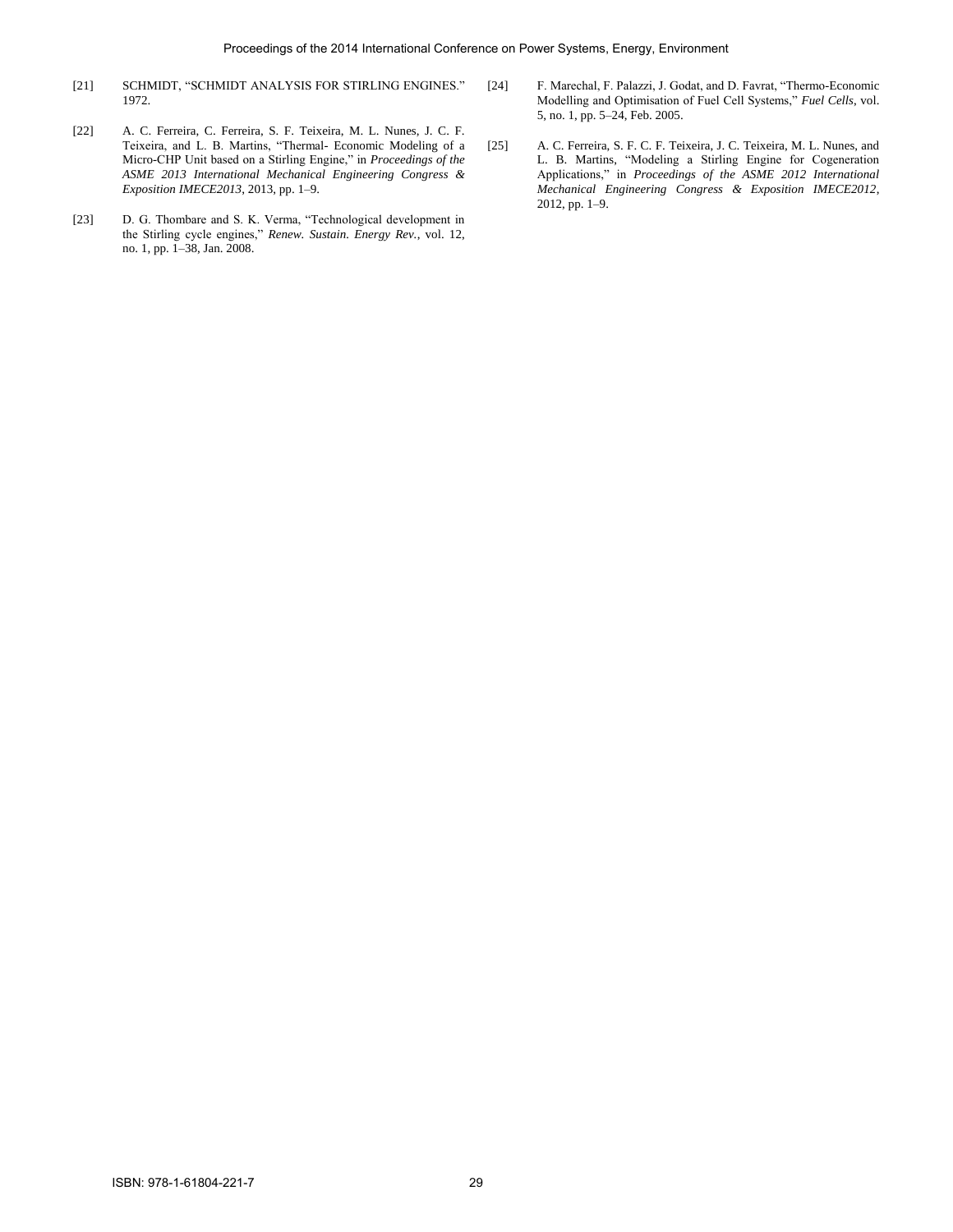[21] SCHMIDT, "SCHMIDT ANALYSIS FOR STIRLING ENGINES." 1972.

[22] A. C. Ferreira, C. Ferreira, S. F. Teixeira, M. L. Nunes, J. C. F. Teixeira, and L. B. Martins, "Thermal- Economic Modeling of a Micro-CHP Unit based on a Stirling Engine," in *Proceedings of the ASME 2013 International Mechanical Engineering Congress & Exposition IMECE2013*, 2013, pp. 1–9.

[23] D. G. Thombare and S. K. Verma, "Technological development in the Stirling cycle engines," *Renew. Sustain. Energy Rev.*, vol. 12, no. 1, pp. 1–38, Jan. 2008.

[24] F. Marechal, F. Palazzi, J. Godat, and D. Favrat, "Thermo-Economic Modelling and Optimisation of Fuel Cell Systems," *Fuel Cells*, vol. 5, no. 1, pp. 5–24, Feb. 2005.

[25] A. C. Ferreira, S. F. C. F. Teixeira, J. C. Teixeira, M. L. Nunes, and L. B. Martins, "Modeling a Stirling Engine for Cogeneration Applications," in *Proceedings of the ASME 2012 International Mechanical Engineering Congress & Exposition IMECE2012*, 2012, pp. 1–9.